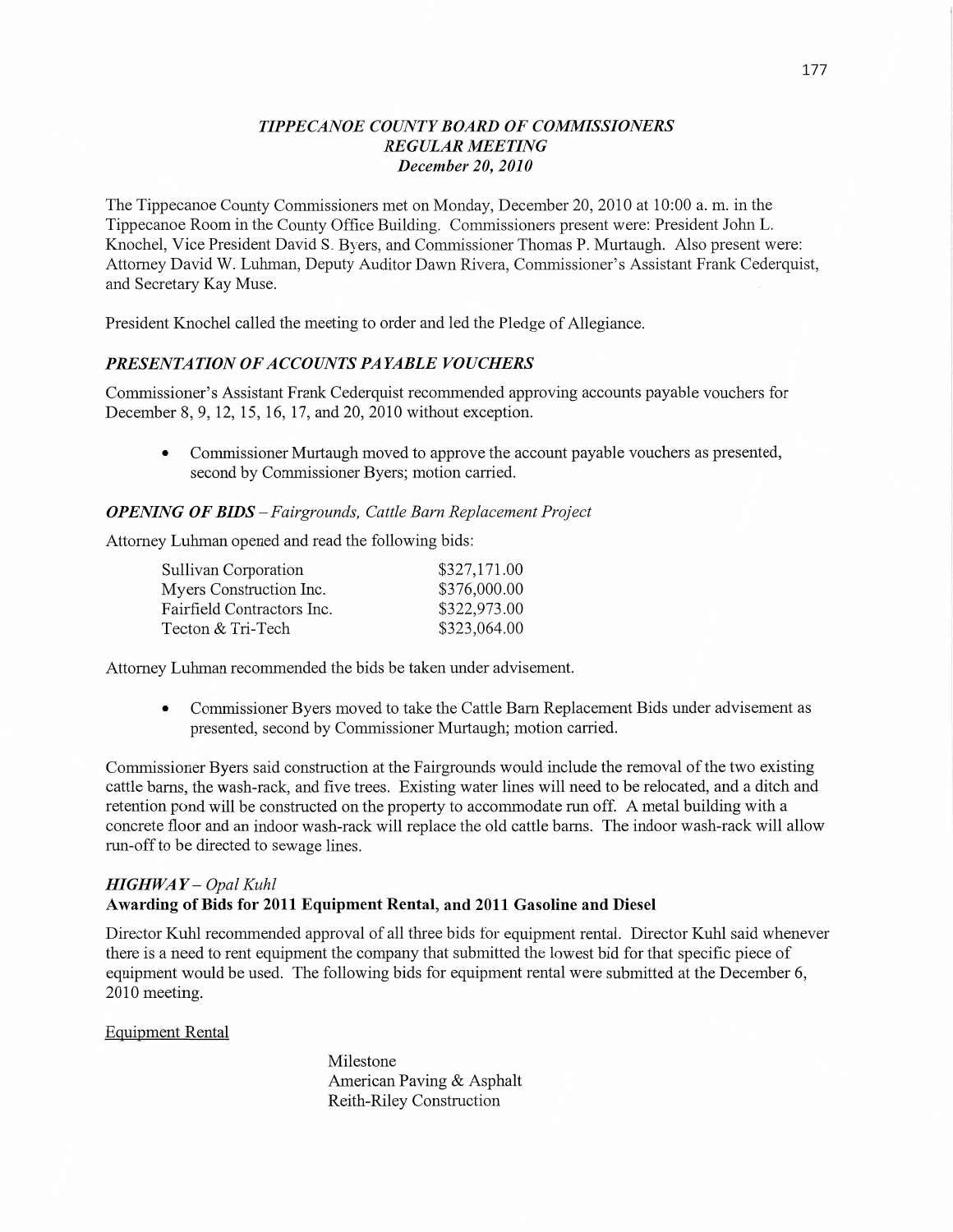# *TIPPECANOE COUNTY BOARD OF COMMISSIONERS*
## *REGULAR MEETING*
### *December 20, 2010*

The Tippecanoe County Commissioners met on Monday, December 20, 2010 at 10:00 a. m. in the Tippecanoe Room in the County Office Building. Commissioners present were: President John L. Knochel, Vice President David S. Byers, and Commissioner Thomas P. Murtaugh. Also present were: Attorney David W. Luhman, Deputy Auditor Dawn Rivera, Commissioner's Assistant Frank Cederquist, and Secretary Kay Muse.

President Knochel called the meeting to order and led the Pledge of Allegiance.

### *PRESENTATION OF ACCOUNTS PAYABLE VOUCHERS*

Commissioner's Assistant Frank Cederquist recommended approving accounts payable vouchers for December 8, 9, 12, 15, 16, 17, and 20, 2010 without exception.

- Commissioner Murtaugh moved to approve the account payable vouchers as presented, second by Commissioner Byers; motion carried.

### *OPENING OF BIDS – Fairgrounds, Cattle Barn Replacement Project*

Attorney Luhman opened and read the following bids:

| | |
|---|---|
| Sullivan Corporation | $327,171.00 |
| Myers Construction Inc. | $376,000.00 |
| Fairfield Contractors Inc. | $322,973.00 |
| Tecton & Tri-Tech | $323,064.00 |

Attorney Luhman recommended the bids be taken under advisement.

- Commissioner Byers moved to take the Cattle Barn Replacement Bids under advisement as presented, second by Commissioner Murtaugh; motion carried.

Commissioner Byers said construction at the Fairgrounds would include the removal of the two existing cattle barns, the wash-rack, and five trees. Existing water lines will need to be relocated, and a ditch and retention pond will be constructed on the property to accommodate run off. A metal building with a concrete floor and an indoor wash-rack will replace the old cattle barns. The indoor wash-rack will allow run-off to be directed to sewage lines.

### *HIGHWAY – Opal Kuhl*
**Awarding of Bids for 2011 Equipment Rental, and 2011 Gasoline and Diesel**

Director Kuhl recommended approval of all three bids for equipment rental. Director Kuhl said whenever there is a need to rent equipment the company that submitted the lowest bid for that specific piece of equipment would be used. The following bids for equipment rental were submitted at the December 6, 2010 meeting.

Equipment Rental

Milestone
American Paving & Asphalt
Reith-Riley Construction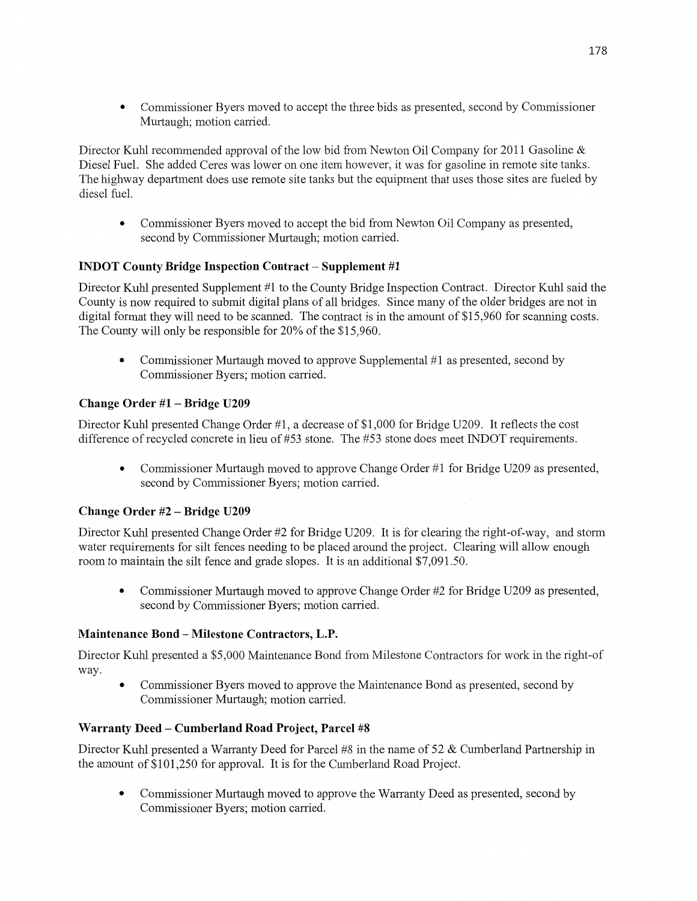- Commissioner Byers moved to accept the three bids as presented, second by Commissioner Murtaugh; motion carried.

Director Kuhl recommended approval of the low bid from Newton Oil Company for 2011 Gasoline & Diesel Fuel. She added Ceres was lower on one item however, it was for gasoline in remote site tanks. The highway department does use remote site tanks but the equipment that uses those sites are fueled by diesel fuel.

- Commissioner Byers moved to accept the bid from Newton Oil Company as presented, second by Commissioner Murtaugh; motion carried.

### INDOT County Bridge Inspection Contract – Supplement #1

Director Kuhl presented Supplement #1 to the County Bridge Inspection Contract. Director Kuhl said the County is now required to submit digital plans of all bridges. Since many of the older bridges are not in digital format they will need to be scanned. The contract is in the amount of $15,960 for scanning costs. The County will only be responsible for 20% of the $15,960.

- Commissioner Murtaugh moved to approve Supplemental #1 as presented, second by Commissioner Byers; motion carried.

### Change Order #1 – Bridge U209

Director Kuhl presented Change Order #1, a decrease of $1,000 for Bridge U209. It reflects the cost difference of recycled concrete in lieu of #53 stone. The #53 stone does meet INDOT requirements.

- Commissioner Murtaugh moved to approve Change Order #1 for Bridge U209 as presented, second by Commissioner Byers; motion carried.

### Change Order #2 – Bridge U209

Director Kuhl presented Change Order #2 for Bridge U209. It is for clearing the right-of-way, and storm water requirements for silt fences needing to be placed around the project. Clearing will allow enough room to maintain the silt fence and grade slopes. It is an additional $7,091.50.

- Commissioner Murtaugh moved to approve Change Order #2 for Bridge U209 as presented, second by Commissioner Byers; motion carried.

### Maintenance Bond – Milestone Contractors, L.P.

Director Kuhl presented a $5,000 Maintenance Bond from Milestone Contractors for work in the right-of way.

- Commissioner Byers moved to approve the Maintenance Bond as presented, second by Commissioner Murtaugh; motion carried.

### Warranty Deed – Cumberland Road Project, Parcel #8

Director Kuhl presented a Warranty Deed for Parcel #8 in the name of 52 & Cumberland Partnership in the amount of $101,250 for approval. It is for the Cumberland Road Project.

- Commissioner Murtaugh moved to approve the Warranty Deed as presented, second by Commissioner Byers; motion carried.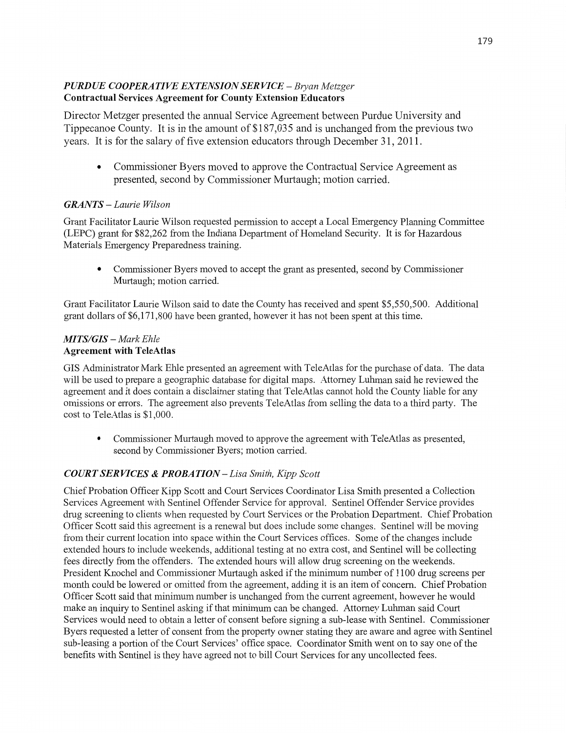***PURDUE COOPERATIVE EXTENSION SERVICE** – Bryan Metzger*
**Contractual Services Agreement for County Extension Educators**

Director Metzger presented the annual Service Agreement between Purdue University and Tippecanoe County. It is in the amount of $187,035 and is unchanged from the previous two years. It is for the salary of five extension educators through December 31, 2011.

- Commissioner Byers moved to approve the Contractual Service Agreement as presented, second by Commissioner Murtaugh; motion carried.

***GRANTS** – Laurie Wilson*

Grant Facilitator Laurie Wilson requested permission to accept a Local Emergency Planning Committee (LEPC) grant for $82,262 from the Indiana Department of Homeland Security. It is for Hazardous Materials Emergency Preparedness training.

- Commissioner Byers moved to accept the grant as presented, second by Commissioner Murtaugh; motion carried.

Grant Facilitator Laurie Wilson said to date the County has received and spent $5,550,500. Additional grant dollars of $6,171,800 have been granted, however it has not been spent at this time.

***MITS/GIS** – Mark Ehle*
**Agreement with TeleAtlas**

GIS Administrator Mark Ehle presented an agreement with TeleAtlas for the purchase of data. The data will be used to prepare a geographic database for digital maps. Attorney Luhman said he reviewed the agreement and it does contain a disclaimer stating that TeleAtlas cannot hold the County liable for any omissions or errors. The agreement also prevents TeleAtlas from selling the data to a third party. The cost to TeleAtlas is $1,000.

- Commissioner Murtaugh moved to approve the agreement with TeleAtlas as presented, second by Commissioner Byers; motion carried.

***COURT SERVICES & PROBATION** – Lisa Smith, Kipp Scott*

Chief Probation Officer Kipp Scott and Court Services Coordinator Lisa Smith presented a Collection Services Agreement with Sentinel Offender Service for approval. Sentinel Offender Service provides drug screening to clients when requested by Court Services or the Probation Department. Chief Probation Officer Scott said this agreement is a renewal but does include some changes. Sentinel will be moving from their current location into space within the Court Services offices. Some of the changes include extended hours to include weekends, additional testing at no extra cost, and Sentinel will be collecting fees directly from the offenders. The extended hours will allow drug screening on the weekends. President Knochel and Commissioner Murtaugh asked if the minimum number of 1100 drug screens per month could be lowered or omitted from the agreement, adding it is an item of concern. Chief Probation Officer Scott said that minimum number is unchanged from the current agreement, however he would make an inquiry to Sentinel asking if that minimum can be changed. Attorney Luhman said Court Services would need to obtain a letter of consent before signing a sub-lease with Sentinel. Commissioner Byers requested a letter of consent from the property owner stating they are aware and agree with Sentinel sub-leasing a portion of the Court Services' office space. Coordinator Smith went on to say one of the benefits with Sentinel is they have agreed not to bill Court Services for any uncollected fees.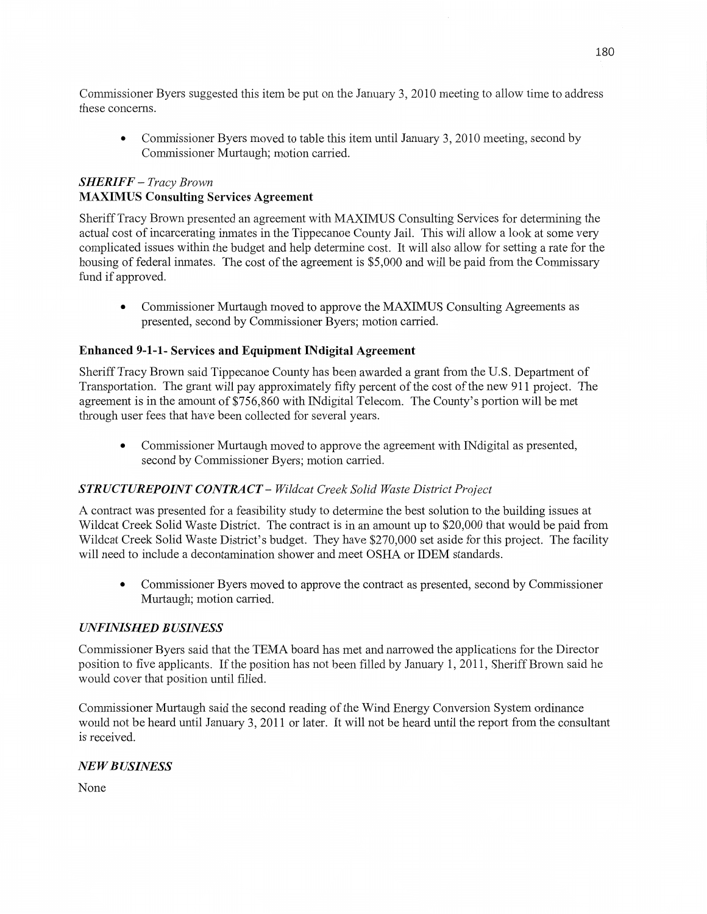Commissioner Byers suggested this item be put on the January 3, 2010 meeting to allow time to address these concerns.

- Commissioner Byers moved to table this item until January 3, 2010 meeting, second by Commissioner Murtaugh; motion carried.

### *SHERIFF – Tracy Brown*

**MAXIMUS Consulting Services Agreement**

Sheriff Tracy Brown presented an agreement with MAXIMUS Consulting Services for determining the actual cost of incarcerating inmates in the Tippecanoe County Jail. This will allow a look at some very complicated issues within the budget and help determine cost. It will also allow for setting a rate for the housing of federal inmates. The cost of the agreement is $5,000 and will be paid from the Commissary fund if approved.

- Commissioner Murtaugh moved to approve the MAXIMUS Consulting Agreements as presented, second by Commissioner Byers; motion carried.

**Enhanced 9-1-1- Services and Equipment INdigital Agreement**

Sheriff Tracy Brown said Tippecanoe County has been awarded a grant from the U.S. Department of Transportation. The grant will pay approximately fifty percent of the cost of the new 911 project. The agreement is in the amount of $756,860 with INdigital Telecom. The County's portion will be met through user fees that have been collected for several years.

- Commissioner Murtaugh moved to approve the agreement with INdigital as presented, second by Commissioner Byers; motion carried.

### *STRUCTUREPOINT CONTRACT – Wildcat Creek Solid Waste District Project*

A contract was presented for a feasibility study to determine the best solution to the building issues at Wildcat Creek Solid Waste District. The contract is in an amount up to $20,000 that would be paid from Wildcat Creek Solid Waste District's budget. They have $270,000 set aside for this project. The facility will need to include a decontamination shower and meet OSHA or IDEM standards.

- Commissioner Byers moved to approve the contract as presented, second by Commissioner Murtaugh; motion carried.

### *UNFINISHED BUSINESS*

Commissioner Byers said that the TEMA board has met and narrowed the applications for the Director position to five applicants. If the position has not been filled by January 1, 2011, Sheriff Brown said he would cover that position until filled.

Commissioner Murtaugh said the second reading of the Wind Energy Conversion System ordinance would not be heard until January 3, 2011 or later. It will not be heard until the report from the consultant is received.

### *NEW BUSINESS*

None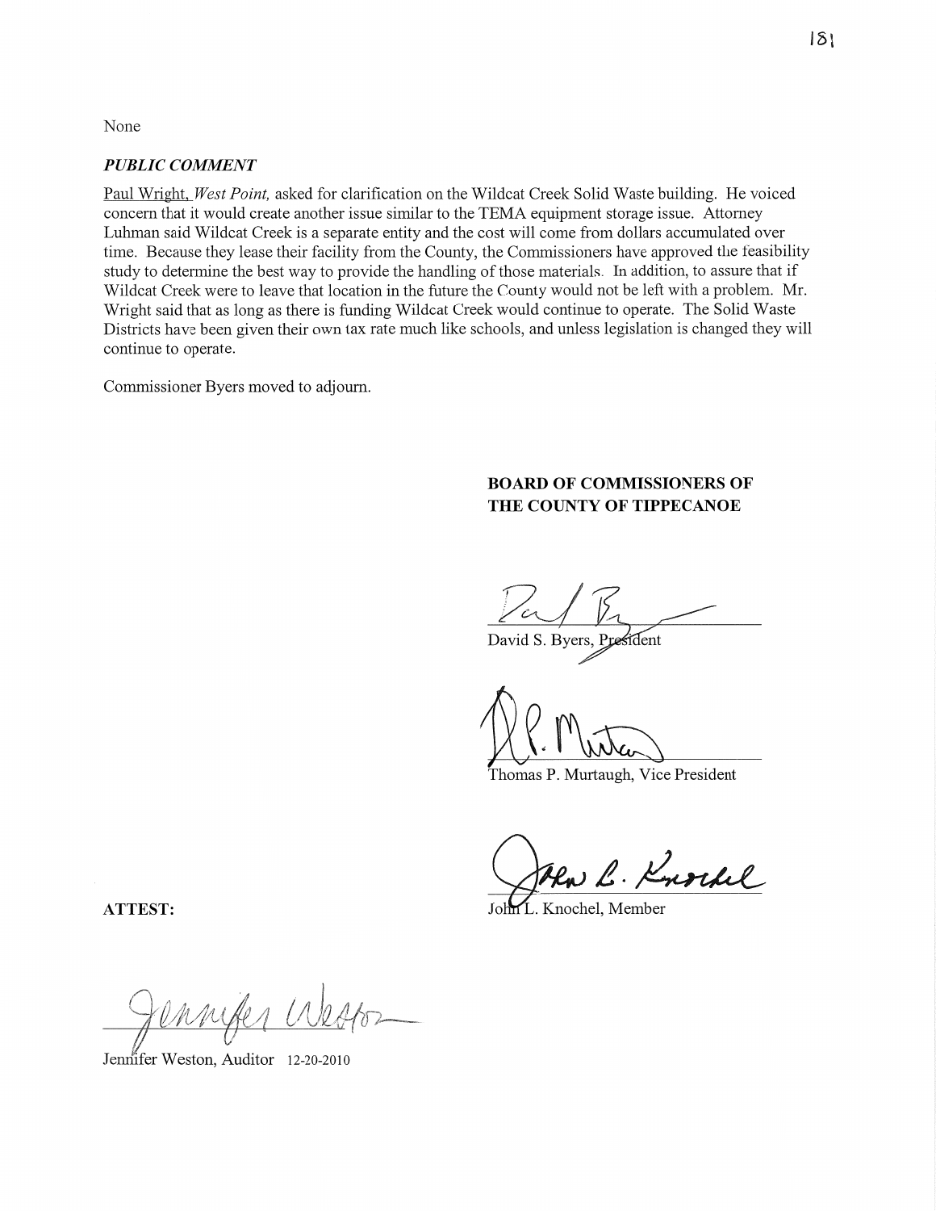None

***PUBLIC COMMENT***

Paul Wright, *West Point,* asked for clarification on the Wildcat Creek Solid Waste building. He voiced concern that it would create another issue similar to the TEMA equipment storage issue. Attorney Luhman said Wildcat Creek is a separate entity and the cost will come from dollars accumulated over time. Because they lease their facility from the County, the Commissioners have approved the feasibility study to determine the best way to provide the handling of those materials. In addition, to assure that if Wildcat Creek were to leave that location in the future the County would not be left with a problem. Mr. Wright said that as long as there is funding Wildcat Creek would continue to operate. The Solid Waste Districts have been given their own tax rate much like schools, and unless legislation is changed they will continue to operate.

Commissioner Byers moved to adjourn.

**BOARD OF COMMISSIONERS OF THE COUNTY OF TIPPECANOE**

David S. Byers, President

Thomas P. Murtaugh, Vice President

John L. Knochel, Member

**ATTEST:**

Jennifer Weston, Auditor 12-20-2010